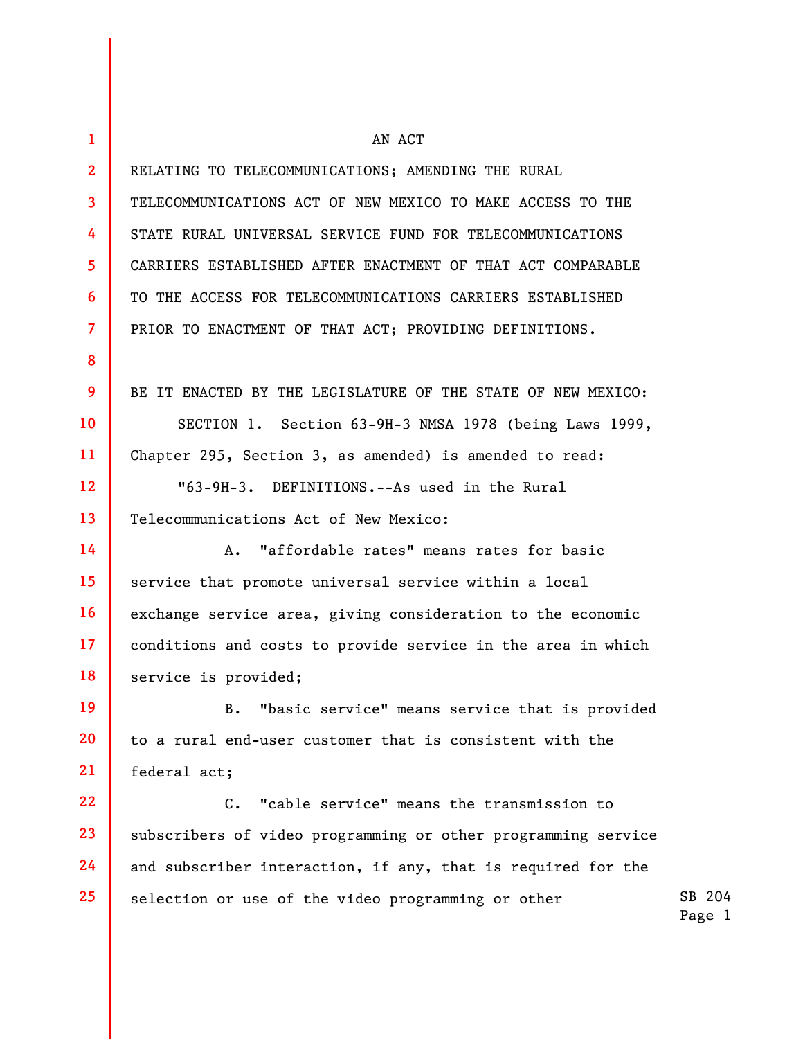AN ACT

RELATING TO TELECOMMUNICATIONS; AMENDING THE RURAL TELECOMMUNICATIONS ACT OF NEW MEXICO TO MAKE ACCESS TO THE STATE RURAL UNIVERSAL SERVICE FUND FOR TELECOMMUNICATIONS CARRIERS ESTABLISHED AFTER ENACTMENT OF THAT ACT COMPARABLE TO THE ACCESS FOR TELECOMMUNICATIONS CARRIERS ESTABLISHED PRIOR TO ENACTMENT OF THAT ACT; PROVIDING DEFINITIONS.

BE IT ENACTED BY THE LEGISLATURE OF THE STATE OF NEW MEXICO:

SECTION 1. Section 63-9H-3 NMSA 1978 (being Laws 1999, Chapter 295, Section 3, as amended) is amended to read:

"63-9H-3. DEFINITIONS.--As used in the Rural Telecommunications Act of New Mexico:

A. "affordable rates" means rates for basic service that promote universal service within a local exchange service area, giving consideration to the economic conditions and costs to provide service in the area in which service is provided;

B. "basic service" means service that is provided to a rural end-user customer that is consistent with the federal act;

C. "cable service" means the transmission to subscribers of video programming or other programming service and subscriber interaction, if any, that is required for the selection or use of the video programming or other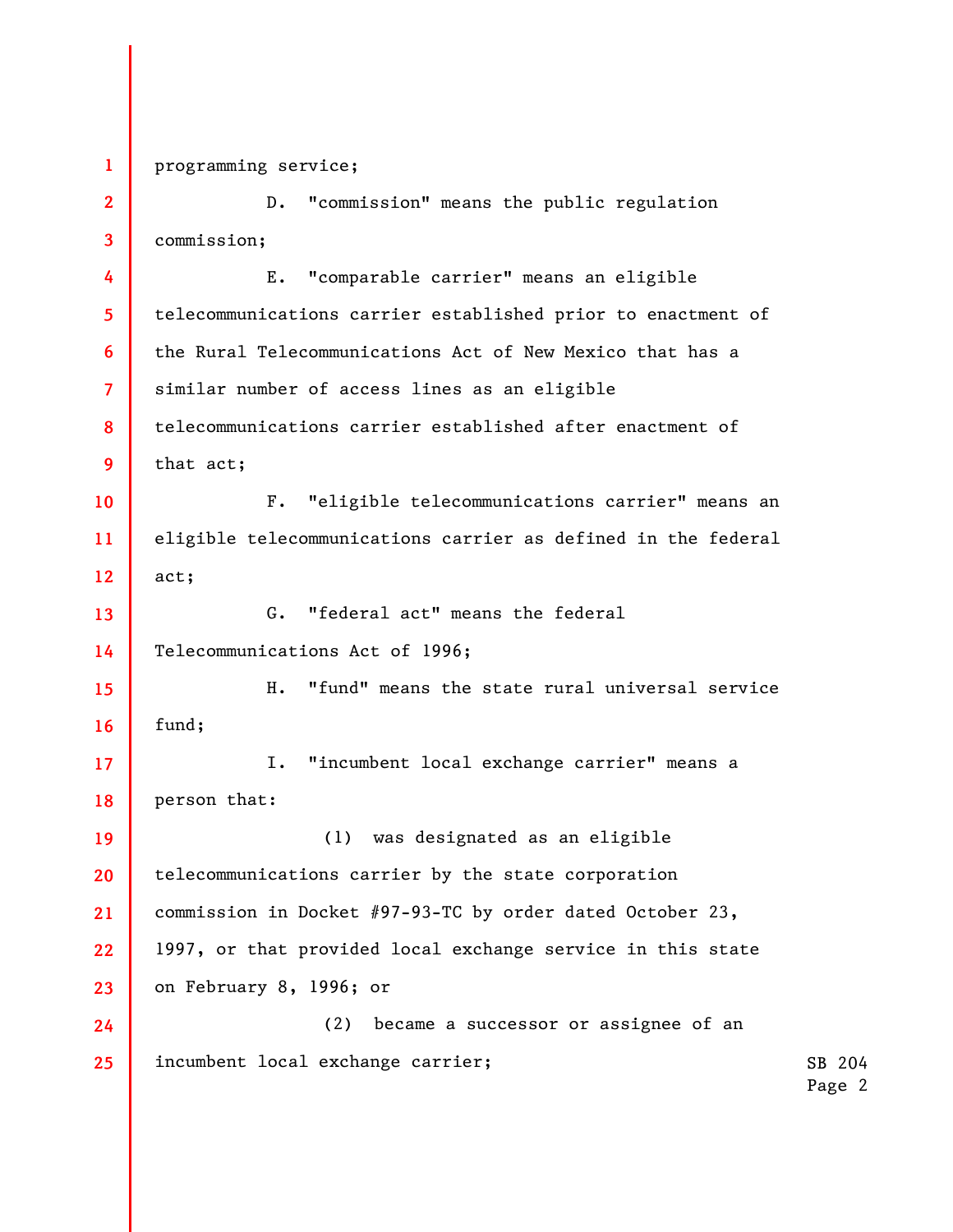programming service;

D. "commission" means the public regulation commission;

E. "comparable carrier" means an eligible telecommunications carrier established prior to enactment of the Rural Telecommunications Act of New Mexico that has a similar number of access lines as an eligible telecommunications carrier established after enactment of that act;

F. "eligible telecommunications carrier" means an eligible telecommunications carrier as defined in the federal act;

G. "federal act" means the federal Telecommunications Act of 1996;

H. "fund" means the state rural universal service fund;

I. "incumbent local exchange carrier" means a person that:

(1) was designated as an eligible telecommunications carrier by the state corporation commission in Docket #97-93-TC by order dated October 23, 1997, or that provided local exchange service in this state on February 8, 1996; or

(2) became a successor or assignee of an incumbent local exchange carrier;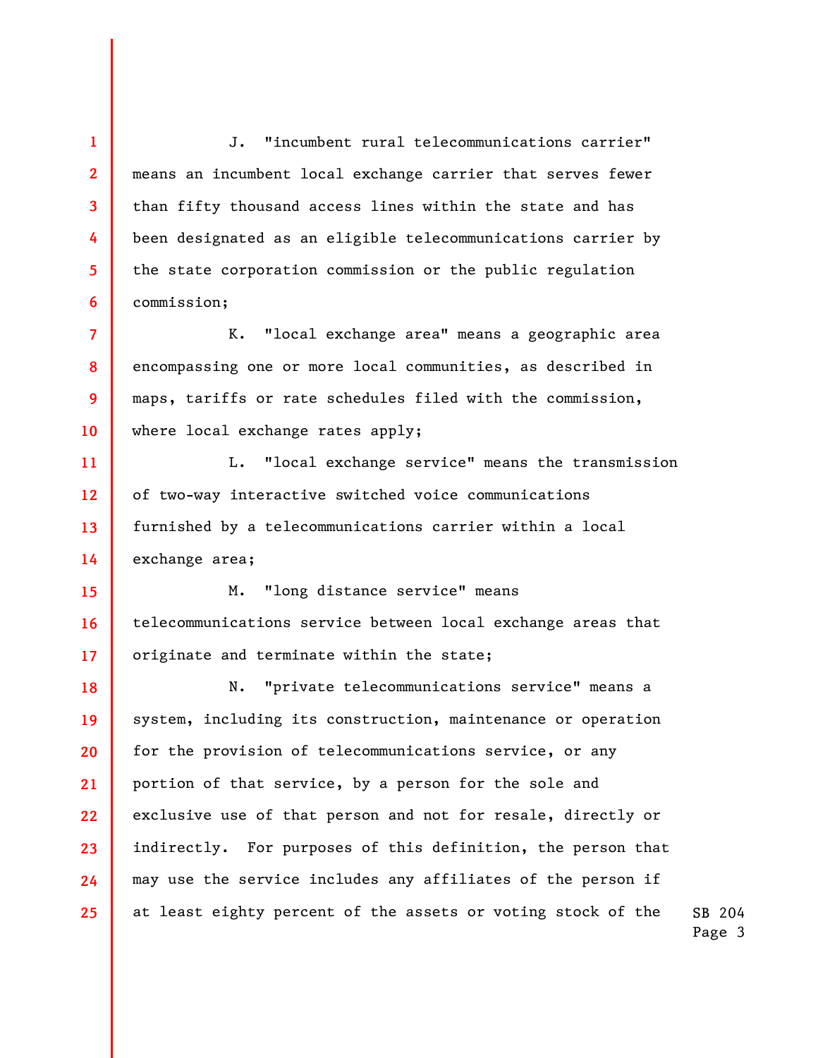J. "incumbent rural telecommunications carrier" means an incumbent local exchange carrier that serves fewer than fifty thousand access lines within the state and has been designated as an eligible telecommunications carrier by the state corporation commission or the public regulation commission;

K. "local exchange area" means a geographic area encompassing one or more local communities, as described in maps, tariffs or rate schedules filed with the commission, where local exchange rates apply;

L. "local exchange service" means the transmission of two-way interactive switched voice communications furnished by a telecommunications carrier within a local exchange area;

M. "long distance service" means telecommunications service between local exchange areas that originate and terminate within the state;

N. "private telecommunications service" means a system, including its construction, maintenance or operation for the provision of telecommunications service, or any portion of that service, by a person for the sole and exclusive use of that person and not for resale, directly or indirectly. For purposes of this definition, the person that may use the service includes any affiliates of the person if at least eighty percent of the assets or voting stock of the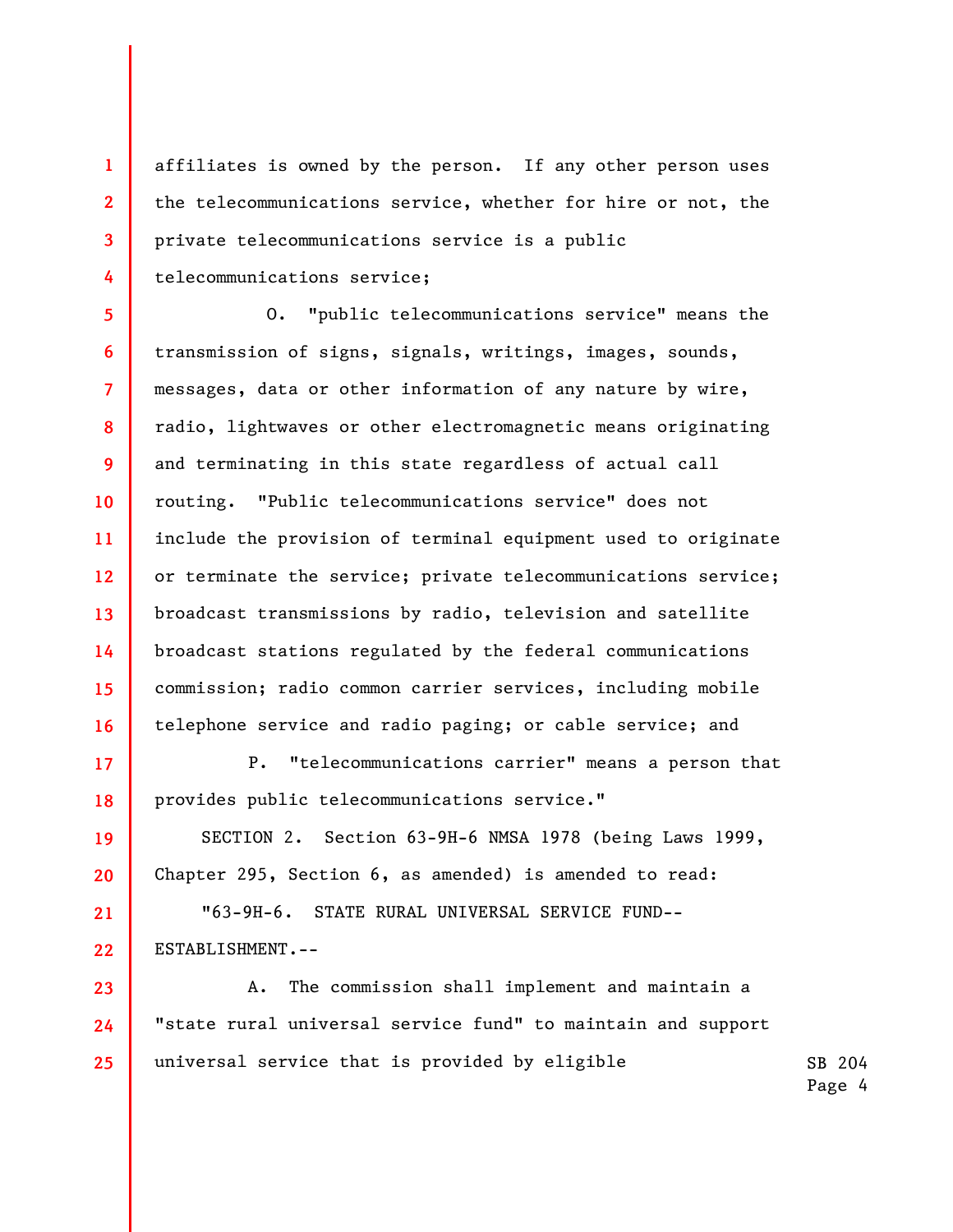affiliates is owned by the person. If any other person uses the telecommunications service, whether for hire or not, the private telecommunications service is a public telecommunications service;

O. "public telecommunications service" means the transmission of signs, signals, writings, images, sounds, messages, data or other information of any nature by wire, radio, lightwaves or other electromagnetic means originating and terminating in this state regardless of actual call routing. "Public telecommunications service" does not include the provision of terminal equipment used to originate or terminate the service; private telecommunications service; broadcast transmissions by radio, television and satellite broadcast stations regulated by the federal communications commission; radio common carrier services, including mobile telephone service and radio paging; or cable service; and

P. "telecommunications carrier" means a person that provides public telecommunications service."

SECTION 2. Section 63-9H-6 NMSA 1978 (being Laws 1999, Chapter 295, Section 6, as amended) is amended to read:

"63-9H-6. STATE RURAL UNIVERSAL SERVICE FUND--ESTABLISHMENT.--

A. The commission shall implement and maintain a "state rural universal service fund" to maintain and support universal service that is provided by eligible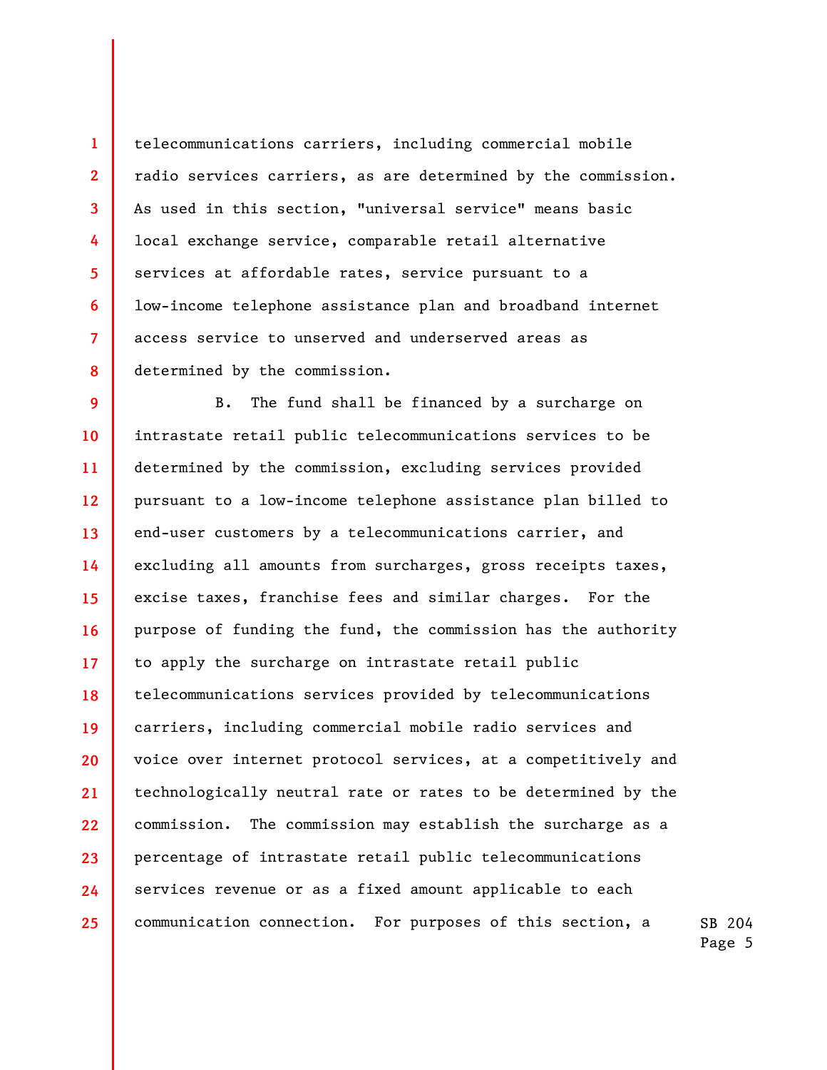telecommunications carriers, including commercial mobile radio services carriers, as are determined by the commission. As used in this section, "universal service" means basic local exchange service, comparable retail alternative services at affordable rates, service pursuant to a low-income telephone assistance plan and broadband internet access service to unserved and underserved areas as determined by the commission.

B. The fund shall be financed by a surcharge on intrastate retail public telecommunications services to be determined by the commission, excluding services provided pursuant to a low-income telephone assistance plan billed to end-user customers by a telecommunications carrier, and excluding all amounts from surcharges, gross receipts taxes, excise taxes, franchise fees and similar charges. For the purpose of funding the fund, the commission has the authority to apply the surcharge on intrastate retail public telecommunications services provided by telecommunications carriers, including commercial mobile radio services and voice over internet protocol services, at a competitively and technologically neutral rate or rates to be determined by the commission. The commission may establish the surcharge as a percentage of intrastate retail public telecommunications services revenue or as a fixed amount applicable to each communication connection. For purposes of this section, a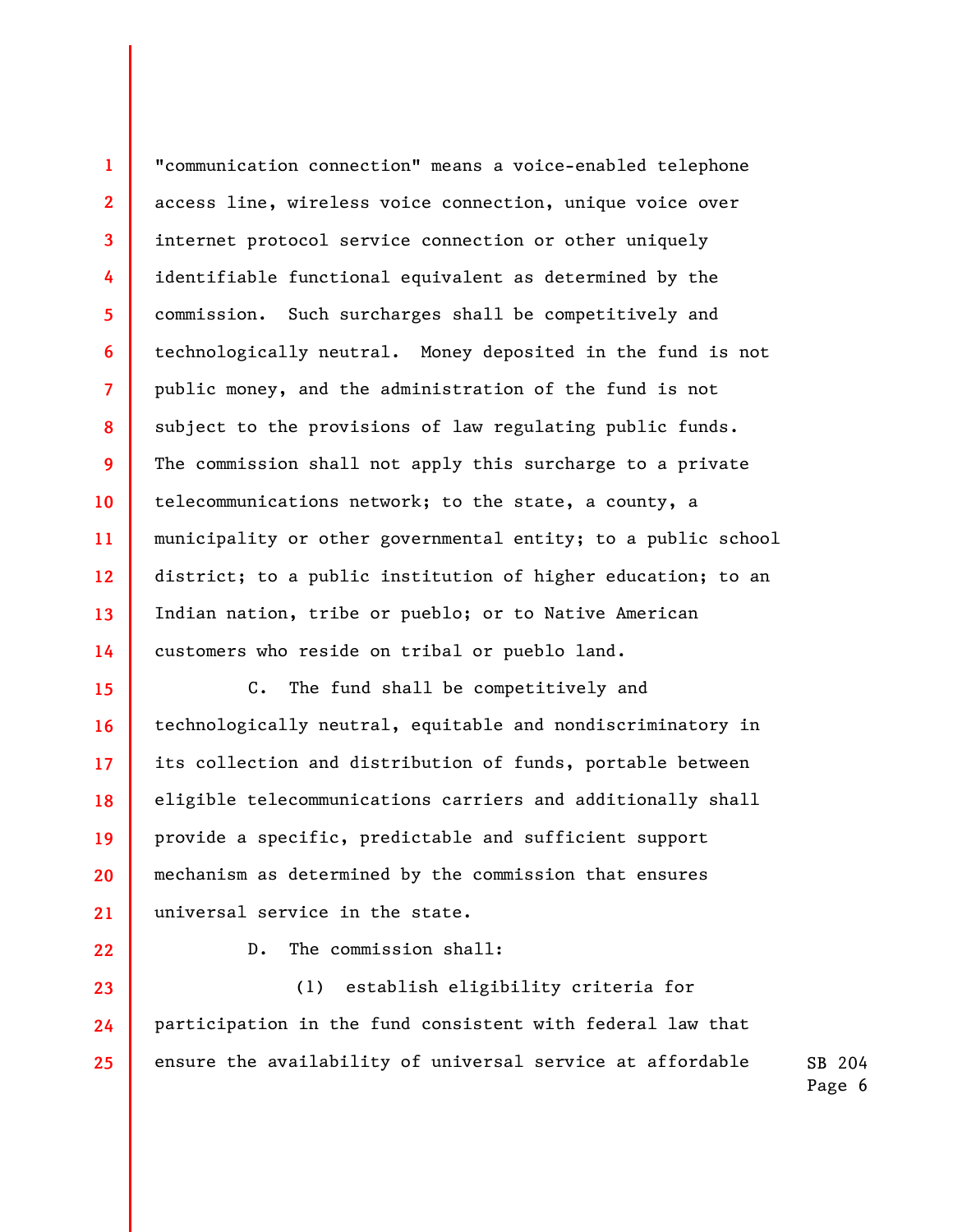"communication connection" means a voice-enabled telephone access line, wireless voice connection, unique voice over internet protocol service connection or other uniquely identifiable functional equivalent as determined by the commission. Such surcharges shall be competitively and technologically neutral. Money deposited in the fund is not public money, and the administration of the fund is not subject to the provisions of law regulating public funds. The commission shall not apply this surcharge to a private telecommunications network; to the state, a county, a municipality or other governmental entity; to a public school district; to a public institution of higher education; to an Indian nation, tribe or pueblo; or to Native American customers who reside on tribal or pueblo land.

C. The fund shall be competitively and technologically neutral, equitable and nondiscriminatory in its collection and distribution of funds, portable between eligible telecommunications carriers and additionally shall provide a specific, predictable and sufficient support mechanism as determined by the commission that ensures universal service in the state.

D. The commission shall:

(1) establish eligibility criteria for participation in the fund consistent with federal law that ensure the availability of universal service at affordable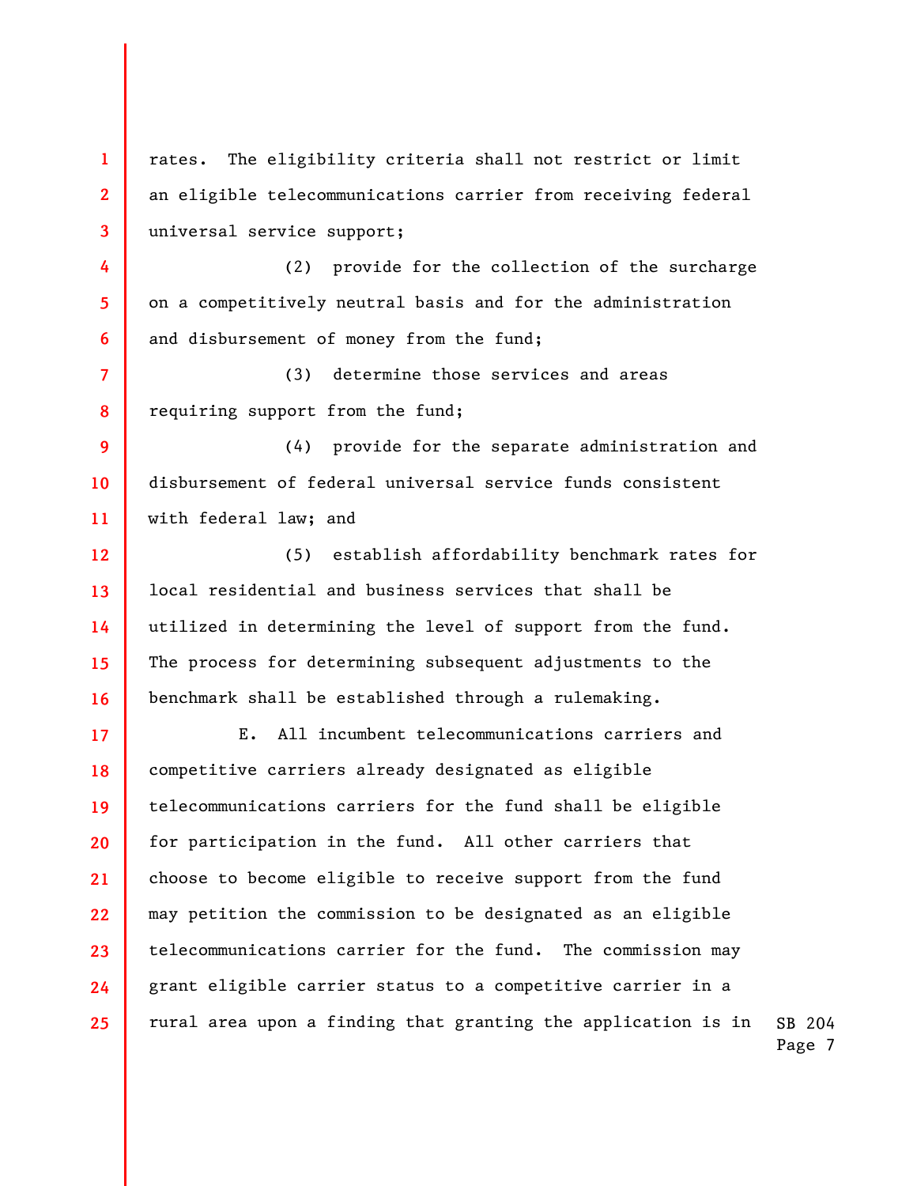rates. The eligibility criteria shall not restrict or limit an eligible telecommunications carrier from receiving federal universal service support;

(2) provide for the collection of the surcharge on a competitively neutral basis and for the administration and disbursement of money from the fund;

(3) determine those services and areas requiring support from the fund;

(4) provide for the separate administration and disbursement of federal universal service funds consistent with federal law; and

(5) establish affordability benchmark rates for local residential and business services that shall be utilized in determining the level of support from the fund. The process for determining subsequent adjustments to the benchmark shall be established through a rulemaking.

E. All incumbent telecommunications carriers and competitive carriers already designated as eligible telecommunications carriers for the fund shall be eligible for participation in the fund. All other carriers that choose to become eligible to receive support from the fund may petition the commission to be designated as an eligible telecommunications carrier for the fund. The commission may grant eligible carrier status to a competitive carrier in a rural area upon a finding that granting the application is in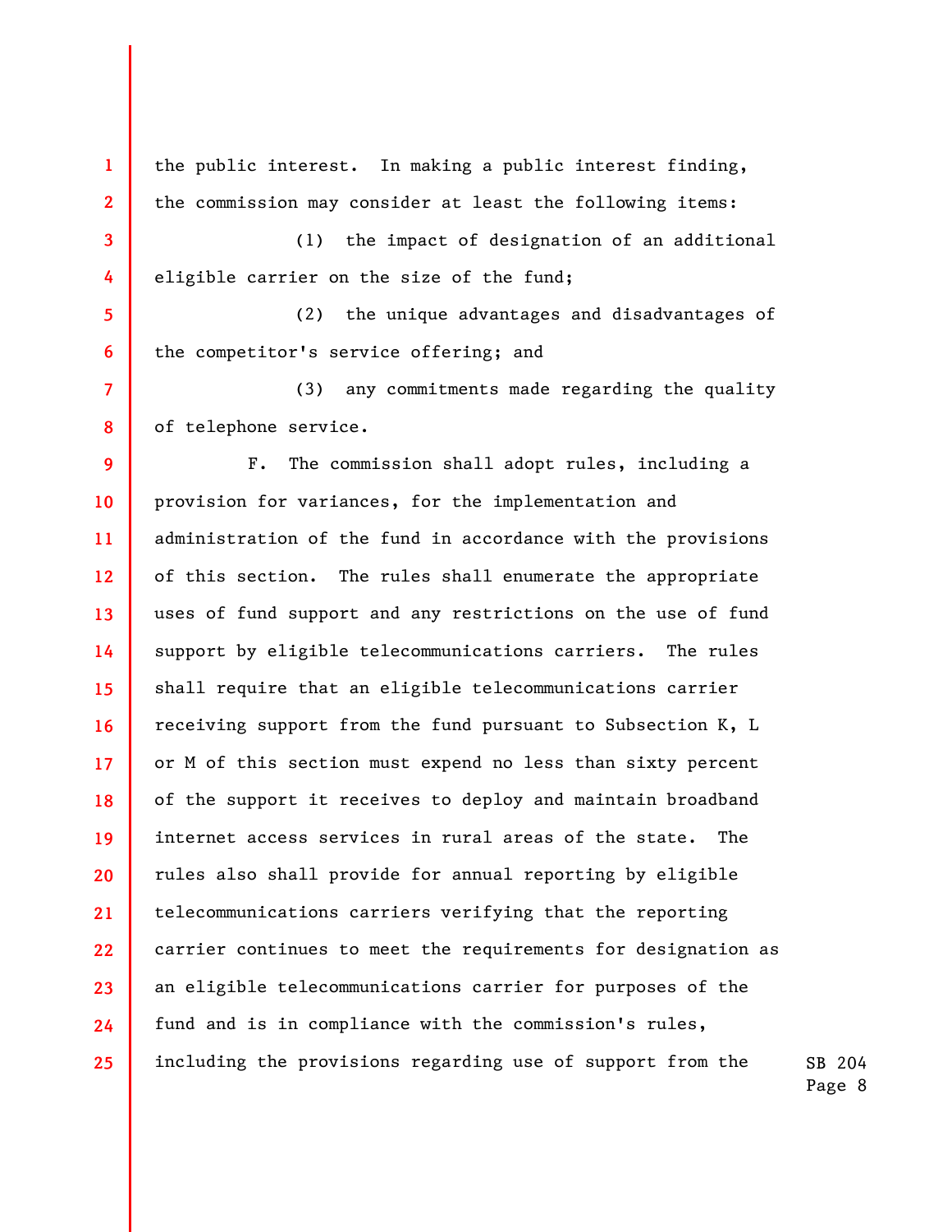the public interest. In making a public interest finding, the commission may consider at least the following items:

(1) the impact of designation of an additional eligible carrier on the size of the fund;

(2) the unique advantages and disadvantages of the competitor's service offering; and

(3) any commitments made regarding the quality of telephone service.

F. The commission shall adopt rules, including a provision for variances, for the implementation and administration of the fund in accordance with the provisions of this section. The rules shall enumerate the appropriate uses of fund support and any restrictions on the use of fund support by eligible telecommunications carriers. The rules shall require that an eligible telecommunications carrier receiving support from the fund pursuant to Subsection K, L or M of this section must expend no less than sixty percent of the support it receives to deploy and maintain broadband internet access services in rural areas of the state. The rules also shall provide for annual reporting by eligible telecommunications carriers verifying that the reporting carrier continues to meet the requirements for designation as an eligible telecommunications carrier for purposes of the fund and is in compliance with the commission's rules, including the provisions regarding use of support from the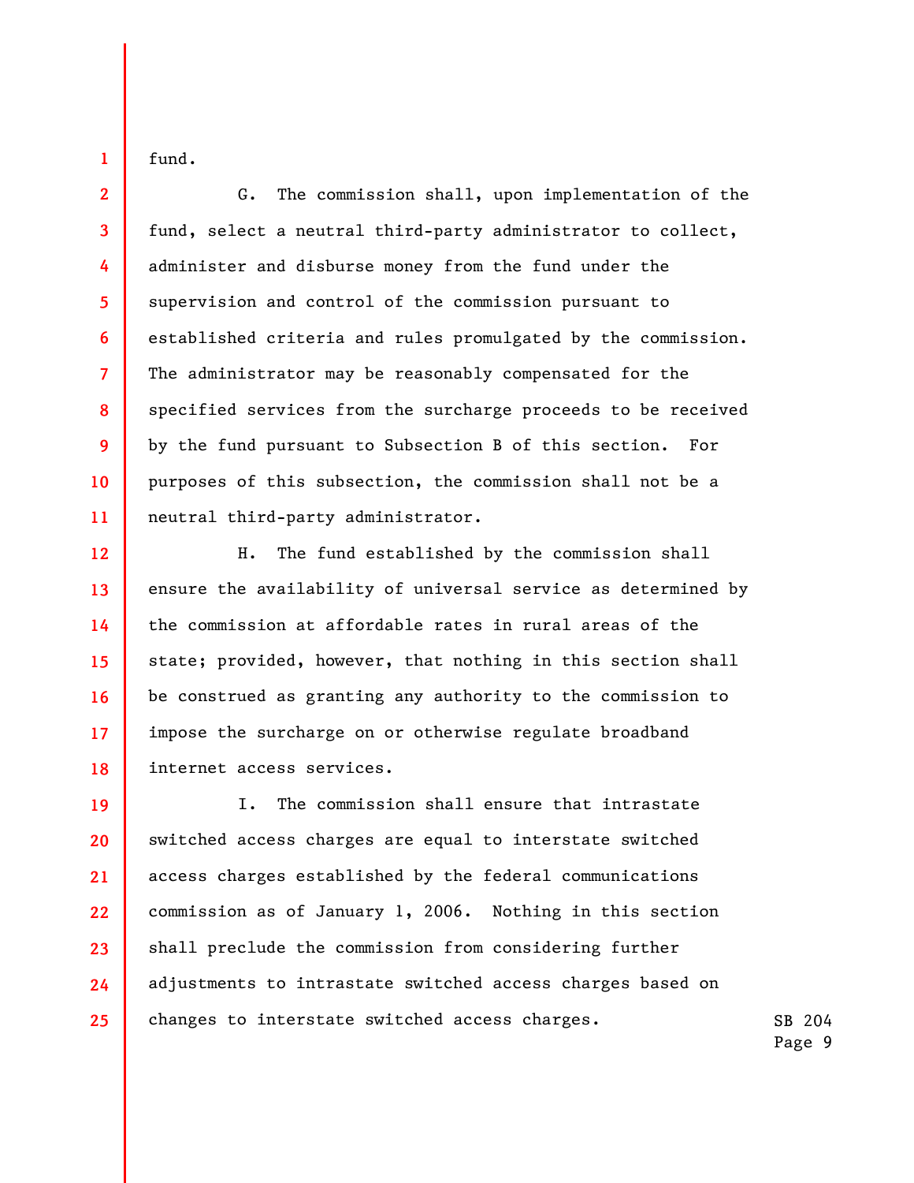fund.

G. The commission shall, upon implementation of the fund, select a neutral third-party administrator to collect, administer and disburse money from the fund under the supervision and control of the commission pursuant to established criteria and rules promulgated by the commission. The administrator may be reasonably compensated for the specified services from the surcharge proceeds to be received by the fund pursuant to Subsection B of this section. For purposes of this subsection, the commission shall not be a neutral third-party administrator.

H. The fund established by the commission shall ensure the availability of universal service as determined by the commission at affordable rates in rural areas of the state; provided, however, that nothing in this section shall be construed as granting any authority to the commission to impose the surcharge on or otherwise regulate broadband internet access services.

I. The commission shall ensure that intrastate switched access charges are equal to interstate switched access charges established by the federal communications commission as of January 1, 2006. Nothing in this section shall preclude the commission from considering further adjustments to intrastate switched access charges based on changes to interstate switched access charges.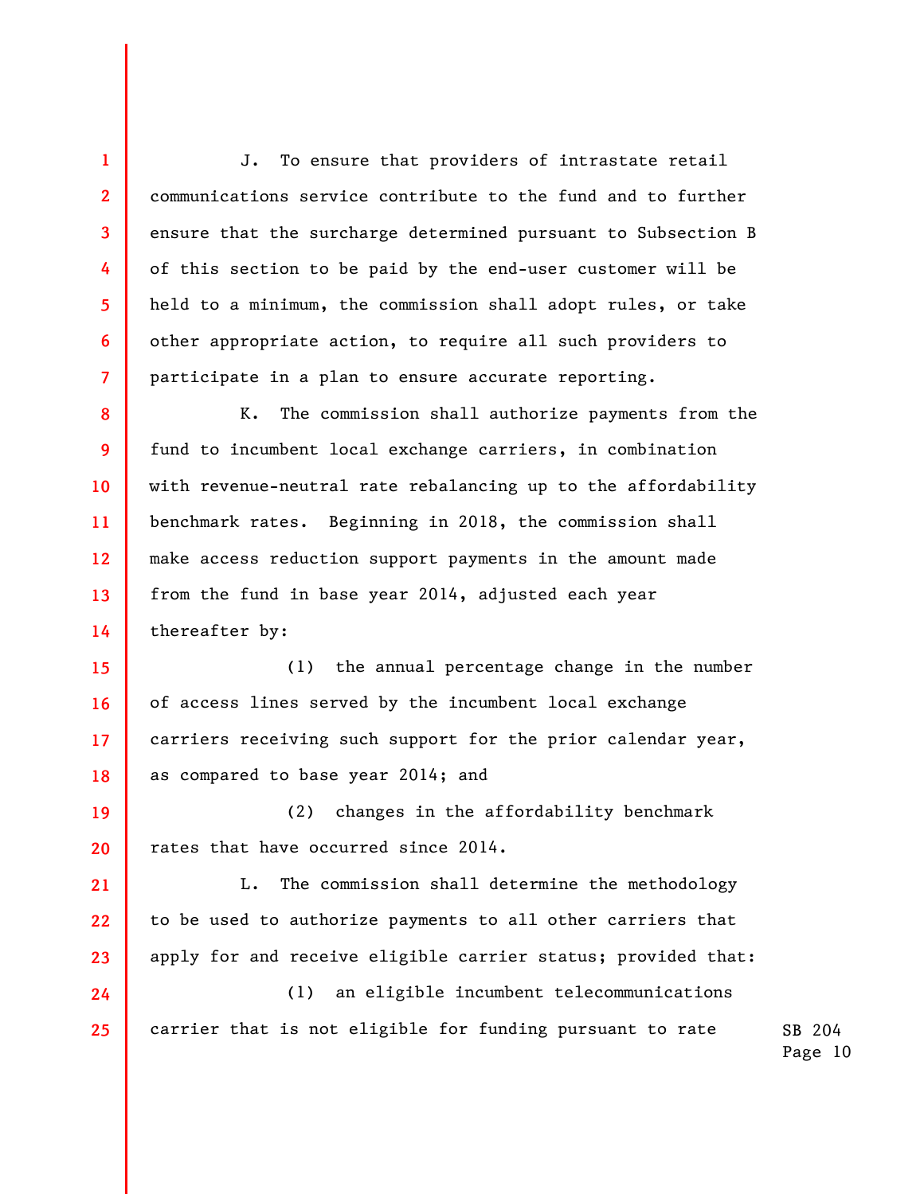J. To ensure that providers of intrastate retail communications service contribute to the fund and to further ensure that the surcharge determined pursuant to Subsection B of this section to be paid by the end-user customer will be held to a minimum, the commission shall adopt rules, or take other appropriate action, to require all such providers to participate in a plan to ensure accurate reporting.

K. The commission shall authorize payments from the fund to incumbent local exchange carriers, in combination with revenue-neutral rate rebalancing up to the affordability benchmark rates. Beginning in 2018, the commission shall make access reduction support payments in the amount made from the fund in base year 2014, adjusted each year thereafter by:

(1) the annual percentage change in the number of access lines served by the incumbent local exchange carriers receiving such support for the prior calendar year, as compared to base year 2014; and

(2) changes in the affordability benchmark rates that have occurred since 2014.

L. The commission shall determine the methodology to be used to authorize payments to all other carriers that apply for and receive eligible carrier status; provided that:

(1) an eligible incumbent telecommunications carrier that is not eligible for funding pursuant to rate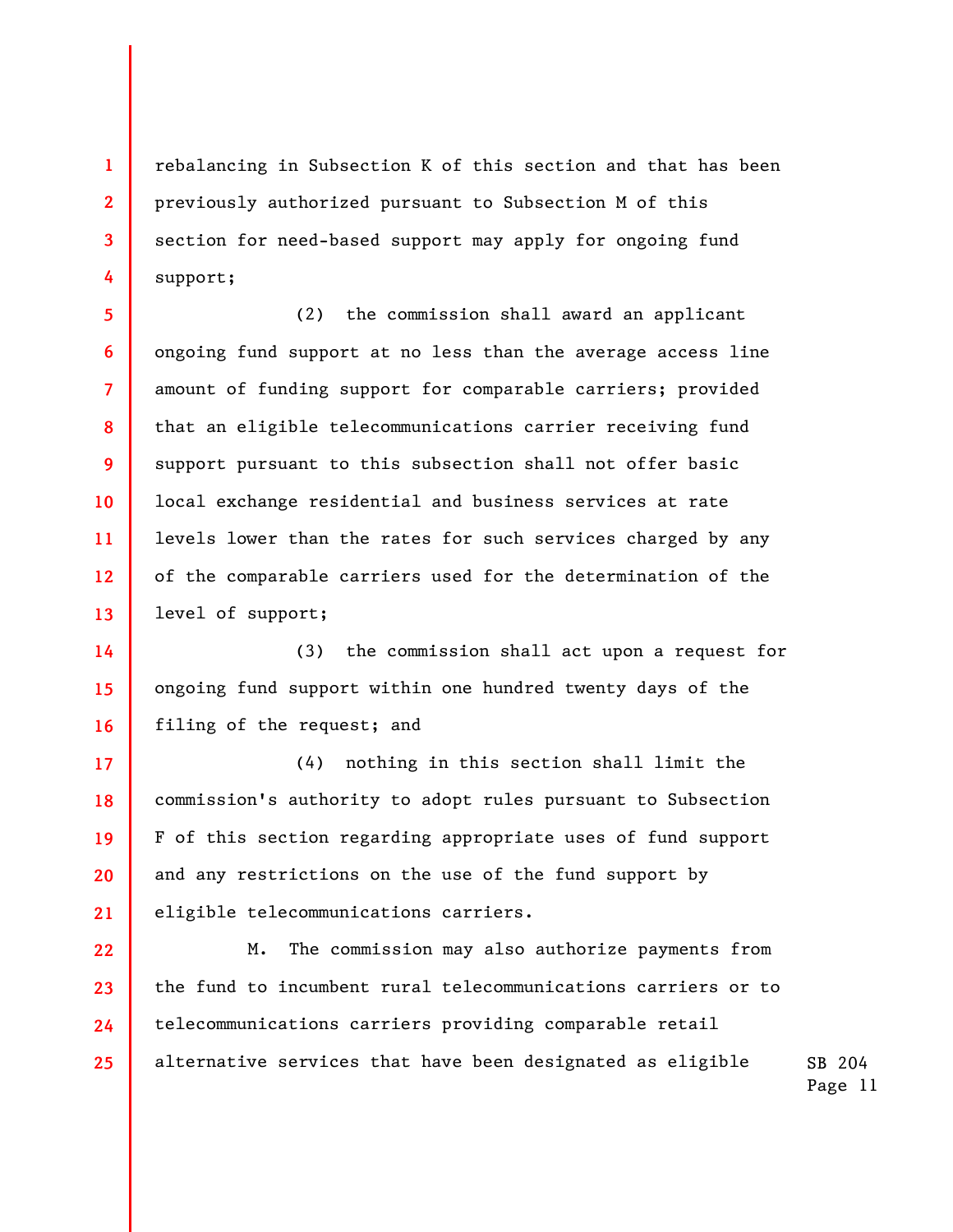rebalancing in Subsection K of this section and that has been previously authorized pursuant to Subsection M of this section for need-based support may apply for ongoing fund support;

(2) the commission shall award an applicant ongoing fund support at no less than the average access line amount of funding support for comparable carriers; provided that an eligible telecommunications carrier receiving fund support pursuant to this subsection shall not offer basic local exchange residential and business services at rate levels lower than the rates for such services charged by any of the comparable carriers used for the determination of the level of support;

(3) the commission shall act upon a request for ongoing fund support within one hundred twenty days of the filing of the request; and

(4) nothing in this section shall limit the commission's authority to adopt rules pursuant to Subsection F of this section regarding appropriate uses of fund support and any restrictions on the use of the fund support by eligible telecommunications carriers.

M. The commission may also authorize payments from the fund to incumbent rural telecommunications carriers or to telecommunications carriers providing comparable retail alternative services that have been designated as eligible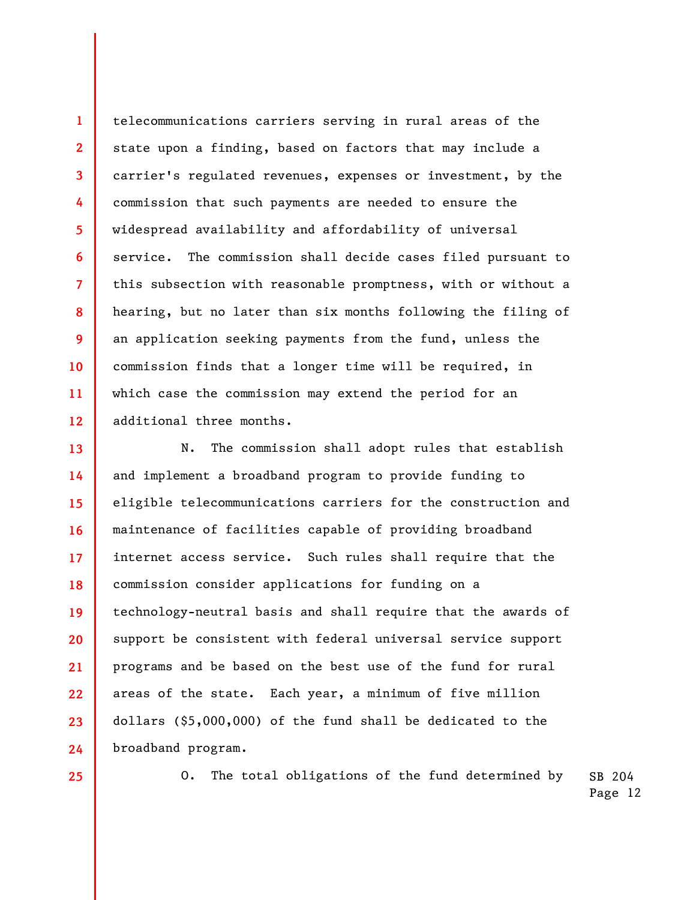telecommunications carriers serving in rural areas of the state upon a finding, based on factors that may include a carrier's regulated revenues, expenses or investment, by the commission that such payments are needed to ensure the widespread availability and affordability of universal service. The commission shall decide cases filed pursuant to this subsection with reasonable promptness, with or without a hearing, but no later than six months following the filing of an application seeking payments from the fund, unless the commission finds that a longer time will be required, in which case the commission may extend the period for an additional three months.

N. The commission shall adopt rules that establish and implement a broadband program to provide funding to eligible telecommunications carriers for the construction and maintenance of facilities capable of providing broadband internet access service. Such rules shall require that the commission consider applications for funding on a technology-neutral basis and shall require that the awards of support be consistent with federal universal service support programs and be based on the best use of the fund for rural areas of the state. Each year, a minimum of five million dollars ($5,000,000) of the fund shall be dedicated to the broadband program.

O. The total obligations of the fund determined by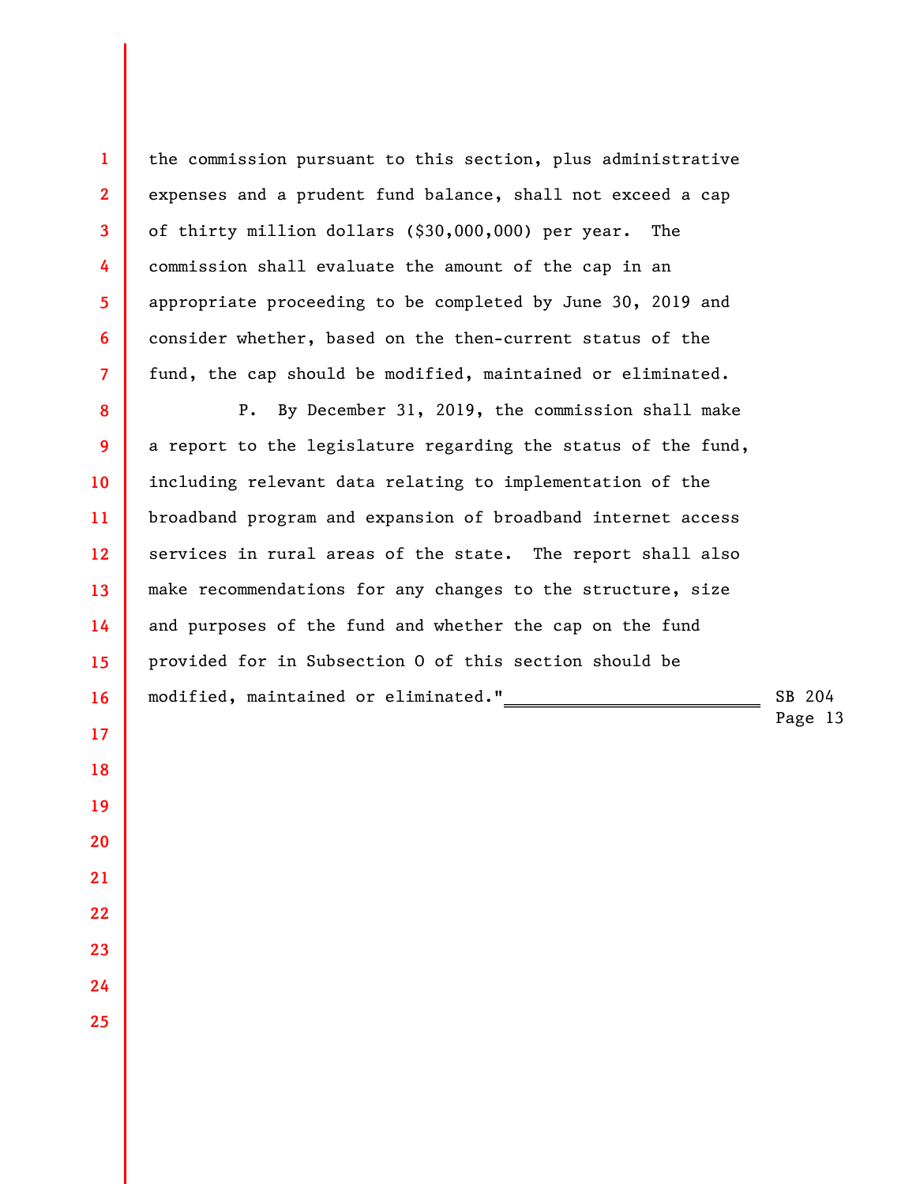the commission pursuant to this section, plus administrative expenses and a prudent fund balance, shall not exceed a cap of thirty million dollars ($30,000,000) per year. The commission shall evaluate the amount of the cap in an appropriate proceeding to be completed by June 30, 2019 and consider whether, based on the then-current status of the fund, the cap should be modified, maintained or eliminated.

P. By December 31, 2019, the commission shall make a report to the legislature regarding the status of the fund, including relevant data relating to implementation of the broadband program and expansion of broadband internet access services in rural areas of the state. The report shall also make recommendations for any changes to the structure, size and purposes of the fund and whether the cap on the fund provided for in Subsection O of this section should be modified, maintained or eliminated."